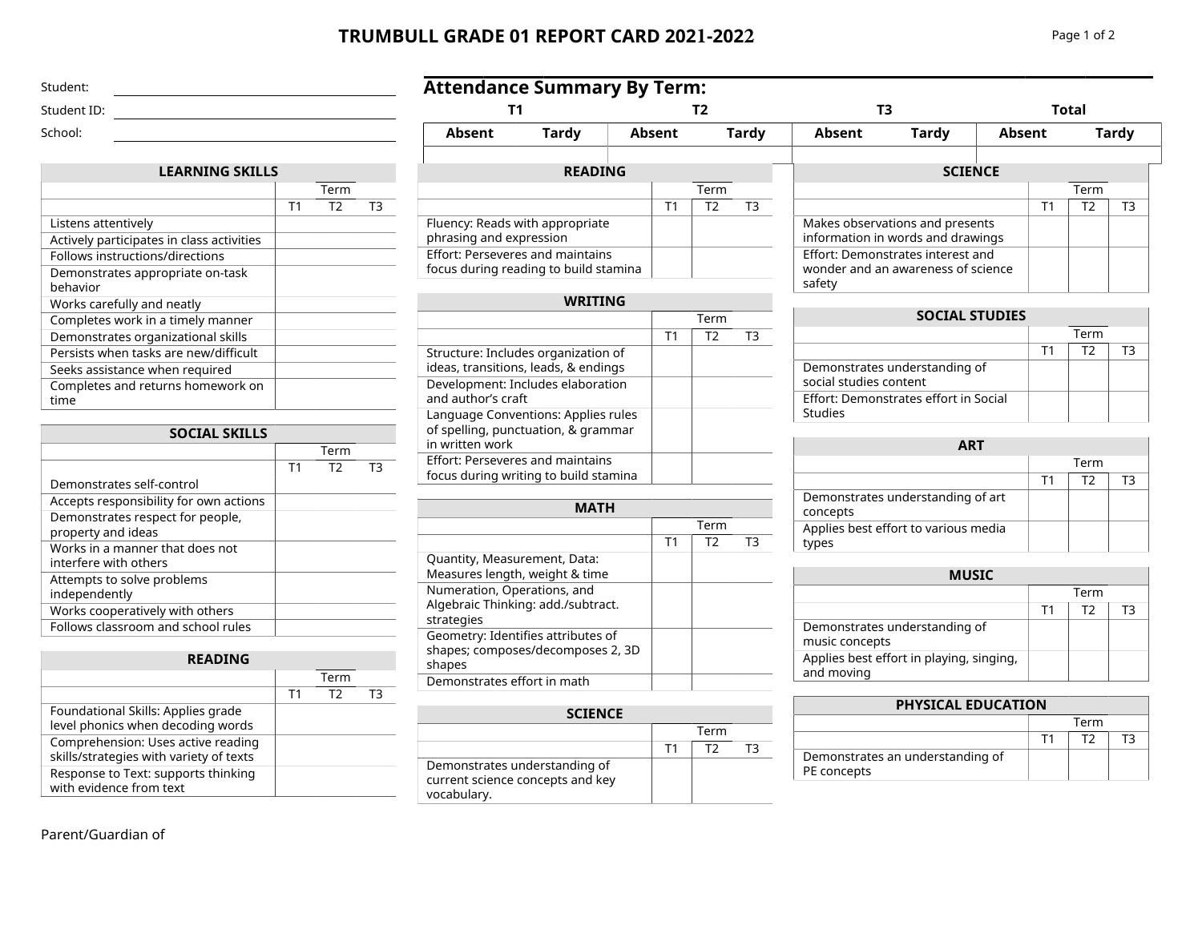# TRUMBULL GRADE 01 REPORT CARD 2021-2022

Student:

Student ID:

School:

## Attendance Summary By Term:

| T1 | | T2 | | T3 | | Total | |
|---|---|---|---|---|---|---|---|
| Absent | Tardy | Absent | Tardy | Absent | Tardy | Absent | Tardy |
| | | | | | | | |

| LEARNING SKILLS | Term | | |
|---|---|---|---|
| | T1 | T2 | T3 |
| Listens attentively | | | |
| Actively participates in class activities | | | |
| Follows instructions/directions | | | |
| Demonstrates appropriate on-task behavior | | | |
| Works carefully and neatly | | | |
| Completes work in a timely manner | | | |
| Demonstrates organizational skills | | | |
| Persists when tasks are new/difficult | | | |
| Seeks assistance when required | | | |
| Completes and returns homework on time | | | |

| SOCIAL SKILLS | Term | | |
|---|---|---|---|
| | T1 | T2 | T3 |
| Demonstrates self-control | | | |
| Accepts responsibility for own actions | | | |
| Demonstrates respect for people, property and ideas | | | |
| Works in a manner that does not interfere with others | | | |
| Attempts to solve problems independently | | | |
| Works cooperatively with others | | | |
| Follows classroom and school rules | | | |

| READING | Term | | |
|---|---|---|---|
| | T1 | T2 | T3 |
| Foundational Skills: Applies grade level phonics when decoding words | | | |
| Comprehension: Uses active reading skills/strategies with variety of texts | | | |
| Response to Text: supports thinking with evidence from text | | | |

| READING | Term | | |
|---|---|---|---|
| | T1 | T2 | T3 |
| Fluency: Reads with appropriate phrasing and expression | | | |
| Effort: Perseveres and maintains focus during reading to build stamina | | | |

| WRITING | Term | | |
|---|---|---|---|
| | T1 | T2 | T3 |
| Structure: Includes organization of ideas, transitions, leads, & endings | | | |
| Development: Includes elaboration and author's craft | | | |
| Language Conventions: Applies rules of spelling, punctuation, & grammar in written work | | | |
| Effort: Perseveres and maintains focus during writing to build stamina | | | |

| MATH | Term | | |
|---|---|---|---|
| | T1 | T2 | T3 |
| Quantity, Measurement, Data: Measures length, weight & time | | | |
| Numeration, Operations, and Algebraic Thinking: add./subtract. strategies | | | |
| Geometry: Identifies attributes of shapes; composes/decomposes 2, 3D shapes | | | |
| Demonstrates effort in math | | | |

| SCIENCE | Term | | |
|---|---|---|---|
| | T1 | T2 | T3 |
| Demonstrates understanding of current science concepts and key vocabulary. | | | |

| SCIENCE | Term | | |
|---|---|---|---|
| | T1 | T2 | T3 |
| Makes observations and presents information in words and drawings | | | |
| Effort: Demonstrates interest and wonder and an awareness of science safety | | | |

| SOCIAL STUDIES | Term | | |
|---|---|---|---|
| | T1 | T2 | T3 |
| Demonstrates understanding of social studies content | | | |
| Effort: Demonstrates effort in Social Studies | | | |

| ART | Term | | |
|---|---|---|---|
| | T1 | T2 | T3 |
| Demonstrates understanding of art concepts | | | |
| Applies best effort to various media types | | | |

| MUSIC | Term | | |
|---|---|---|---|
| | T1 | T2 | T3 |
| Demonstrates understanding of music concepts | | | |
| Applies best effort in playing, singing, and moving | | | |

| PHYSICAL EDUCATION | Term | | |
|---|---|---|---|
| | T1 | T2 | T3 |
| Demonstrates an understanding of PE concepts | | | |

Parent/Guardian of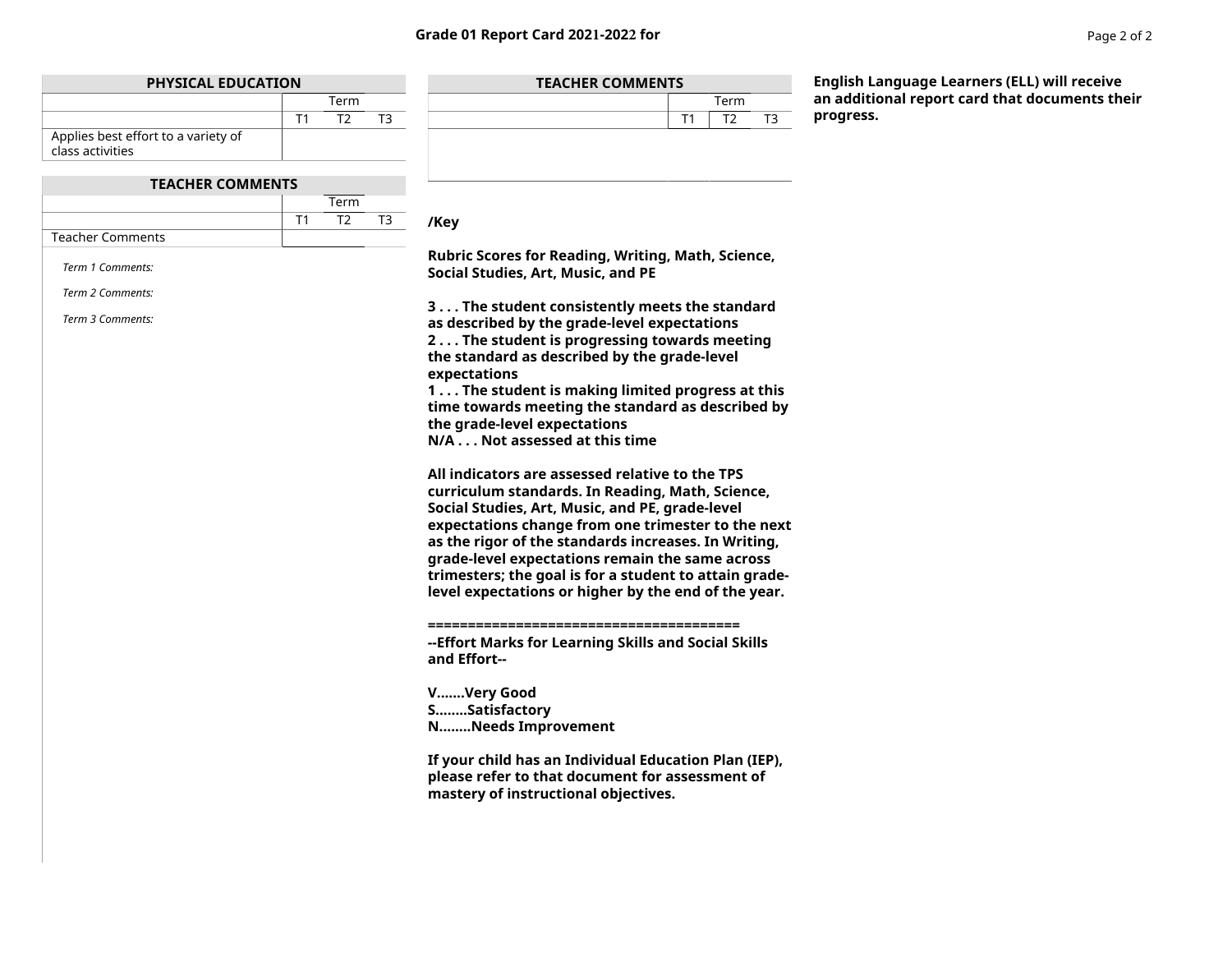| PHYSICAL EDUCATION | | | |
|---|---|---|---|
| | Term | | |
| | T1 | T2 | T3 |
| Applies best effort to a variety of class activities | | | |

| TEACHER COMMENTS | | | |
|---|---|---|---|
| | Term | | |
| | T1 | T2 | T3 |
| Teacher Comments | | | |

*Term 1 Comments:*

*Term 2 Comments:*

*Term 3 Comments:*

| TEACHER COMMENTS | | | |
|---|---|---|---|
| | Term | | |
| | T1 | T2 | T3 |
| | | | |

**/Key**

**Rubric Scores for Reading, Writing, Math, Science, Social Studies, Art, Music, and PE**

**3 . . . The student consistently meets the standard as described by the grade-level expectations**
**2 . . . The student is progressing towards meeting the standard as described by the grade-level expectations**
**1 . . . The student is making limited progress at this time towards meeting the standard as described by the grade-level expectations**
**N/A . . . Not assessed at this time**

**All indicators are assessed relative to the TPS curriculum standards. In Reading, Math, Science, Social Studies, Art, Music, and PE, grade-level expectations change from one trimester to the next as the rigor of the standards increases. In Writing, grade-level expectations remain the same across trimesters; the goal is for a student to attain grade-level expectations or higher by the end of the year.**

**======================================**
**--Effort Marks for Learning Skills and Social Skills and Effort--**

**V.......Very Good**
**S........Satisfactory**
**N........Needs Improvement**

**If your child has an Individual Education Plan (IEP), please refer to that document for assessment of mastery of instructional objectives.**

**English Language Learners (ELL) will receive an additional report card that documents their progress.**